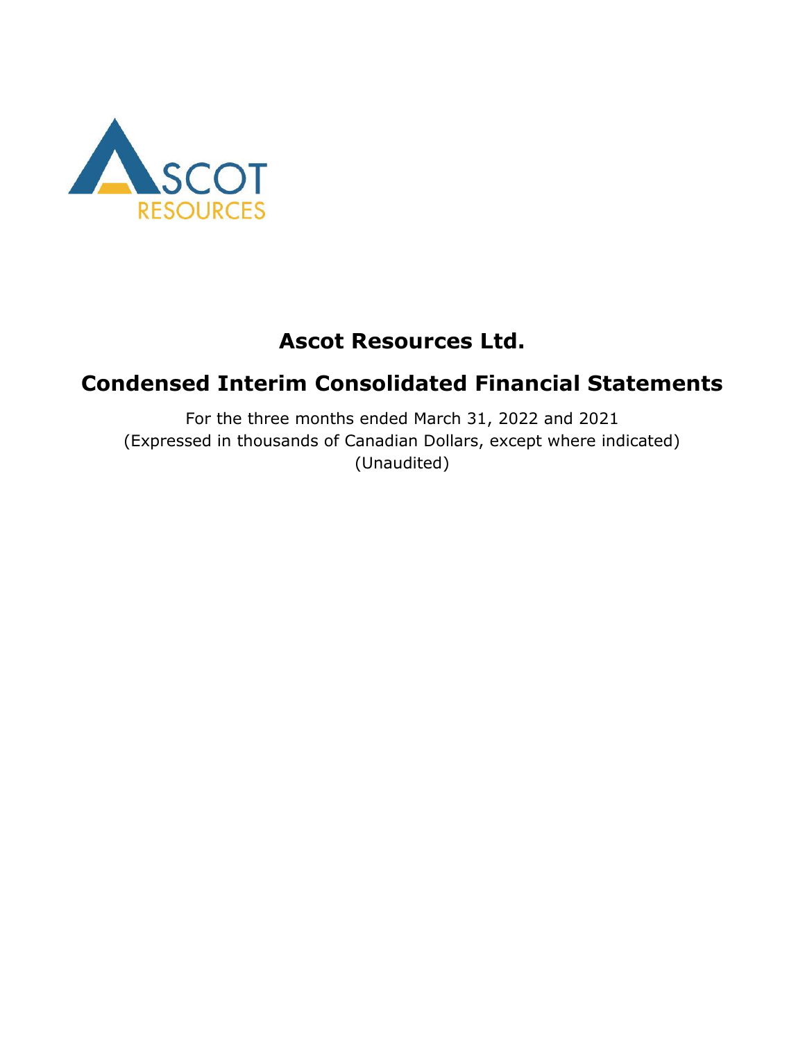ASCOT RESOURCES

# Ascot Resources Ltd.

## Condensed Interim Consolidated Financial Statements

For the three months ended March 31, 2022 and 2021
(Expressed in thousands of Canadian Dollars, except where indicated)
(Unaudited)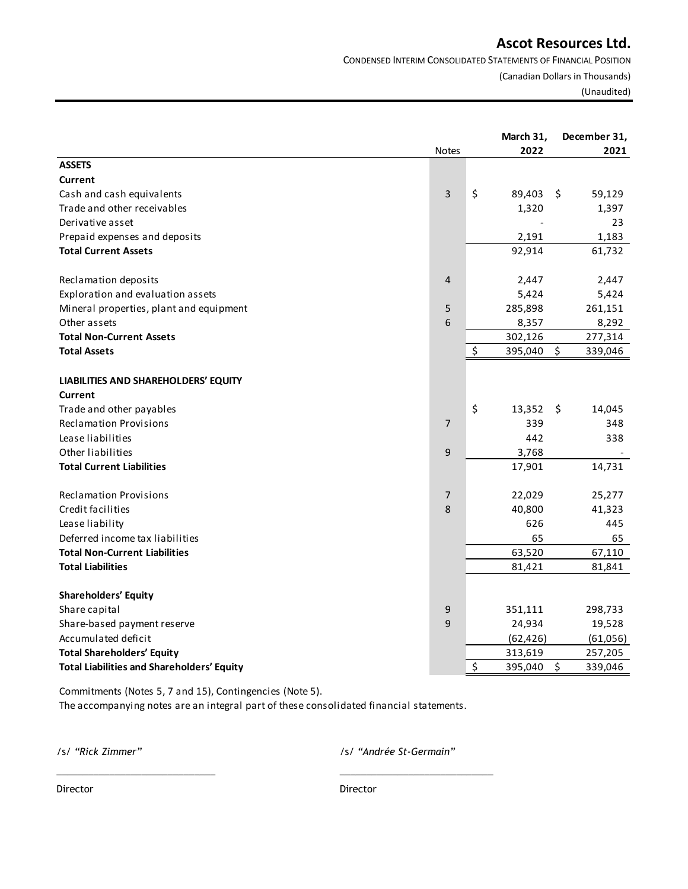# Ascot Resources Ltd.

CONDENSED INTERIM CONSOLIDATED STATEMENTS OF FINANCIAL POSITION

(Canadian Dollars in Thousands)

(Unaudited)

| | Notes | March 31, 2022 | December 31, 2021 |
|---|---|---|---|
| **ASSETS** | | | |
| **Current** | | | |
| Cash and cash equivalents | 3 | $ 89,403 | $ 59,129 |
| Trade and other receivables | | 1,320 | 1,397 |
| Derivative asset | | - | 23 |
| Prepaid expenses and deposits | | 2,191 | 1,183 |
| **Total Current Assets** | | 92,914 | 61,732 |
| | | | |
| Reclamation deposits | 4 | 2,447 | 2,447 |
| Exploration and evaluation assets | | 5,424 | 5,424 |
| Mineral properties, plant and equipment | 5 | 285,898 | 261,151 |
| Other assets | 6 | 8,357 | 8,292 |
| **Total Non-Current Assets** | | 302,126 | 277,314 |
| **Total Assets** | | $ 395,040 | $ 339,046 |
| | | | |
| **LIABILITIES AND SHAREHOLDERS' EQUITY** | | | |
| **Current** | | | |
| Trade and other payables | | $ 13,352 | $ 14,045 |
| Reclamation Provisions | 7 | 339 | 348 |
| Lease liabilities | | 442 | 338 |
| Other liabilities | 9 | 3,768 | - |
| **Total Current Liabilities** | | 17,901 | 14,731 |
| | | | |
| Reclamation Provisions | 7 | 22,029 | 25,277 |
| Credit facilities | 8 | 40,800 | 41,323 |
| Lease liability | | 626 | 445 |
| Deferred income tax liabilities | | 65 | 65 |
| **Total Non-Current Liabilities** | | 63,520 | 67,110 |
| **Total Liabilities** | | 81,421 | 81,841 |
| | | | |
| **Shareholders' Equity** | | | |
| Share capital | 9 | 351,111 | 298,733 |
| Share-based payment reserve | 9 | 24,934 | 19,528 |
| Accumulated deficit | | (62,426) | (61,056) |
| **Total Shareholders' Equity** | | 313,619 | 257,205 |
| **Total Liabilities and Shareholders' Equity** | | $ 395,040 | $ 339,046 |

Commitments (Notes 5, 7 and 15), Contingencies (Note 5).

The accompanying notes are an integral part of these consolidated financial statements.

/s/ *"Rick Zimmer"*

Director

/s/ *"Andrée St-Germain"*

Director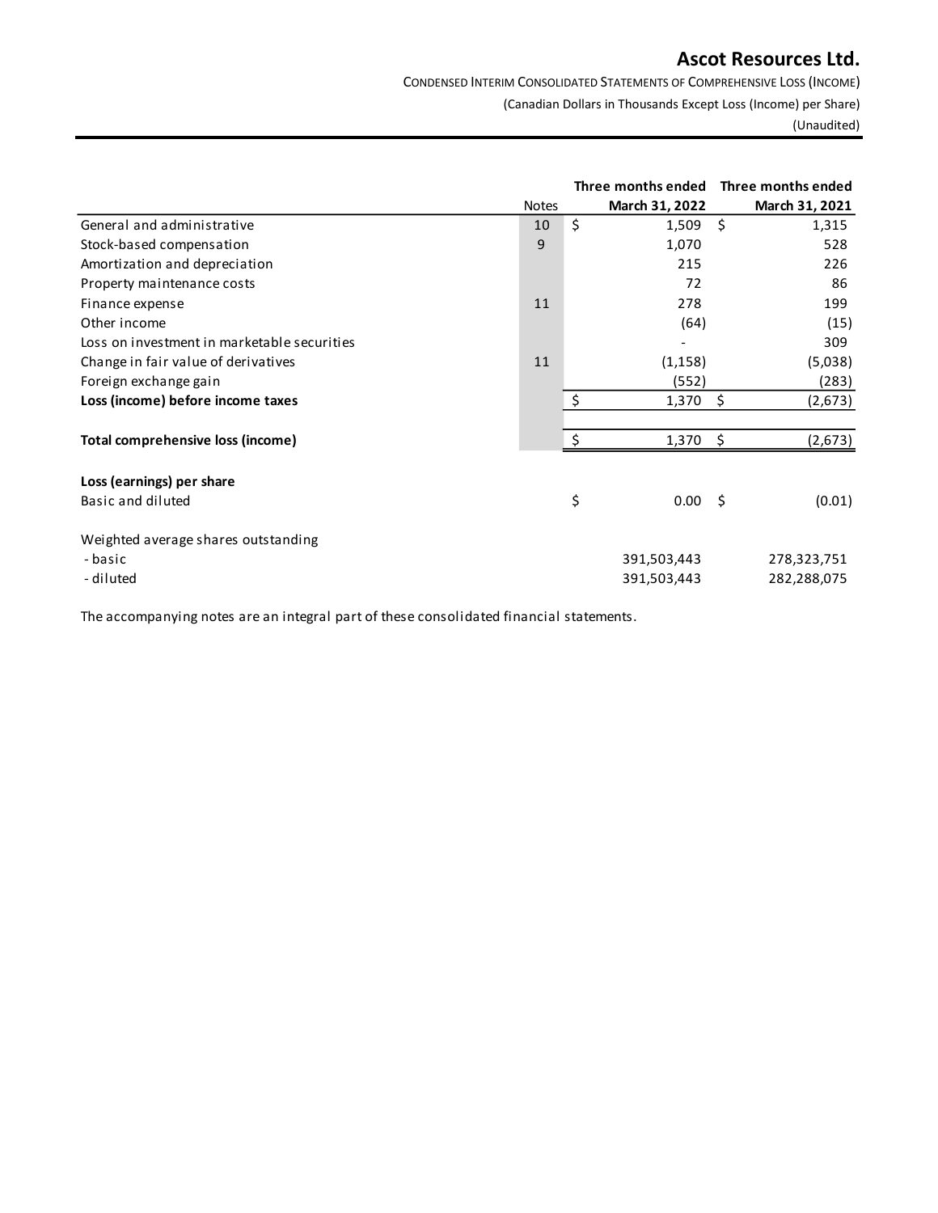# Ascot Resources Ltd.

CONDENSED INTERIM CONSOLIDATED STATEMENTS OF COMPREHENSIVE LOSS (INCOME)

(Canadian Dollars in Thousands Except Loss (Income) per Share)

(Unaudited)

| | Notes | Three months ended March 31, 2022 | Three months ended March 31, 2021 |
|---|---|---|---|
| General and administrative | 10 | $ 1,509 | $ 1,315 |
| Stock-based compensation | 9 | 1,070 | 528 |
| Amortization and depreciation | | 215 | 226 |
| Property maintenance costs | | 72 | 86 |
| Finance expense | 11 | 278 | 199 |
| Other income | | (64) | (15) |
| Loss on investment in marketable securities | | - | 309 |
| Change in fair value of derivatives | 11 | (1,158) | (5,038) |
| Foreign exchange gain | | (552) | (283) |
| **Loss (income) before income taxes** | | $ 1,370 | $ (2,673) |
| | | | |
| **Total comprehensive loss (income)** | | $ 1,370 | $ (2,673) |
| | | | |
| **Loss (earnings) per share** | | | |
| Basic and diluted | | $ 0.00 | $ (0.01) |
| | | | |
| Weighted average shares outstanding | | | |
| - basic | | 391,503,443 | 278,323,751 |
| - diluted | | 391,503,443 | 282,288,075 |

The accompanying notes are an integral part of these consolidated financial statements.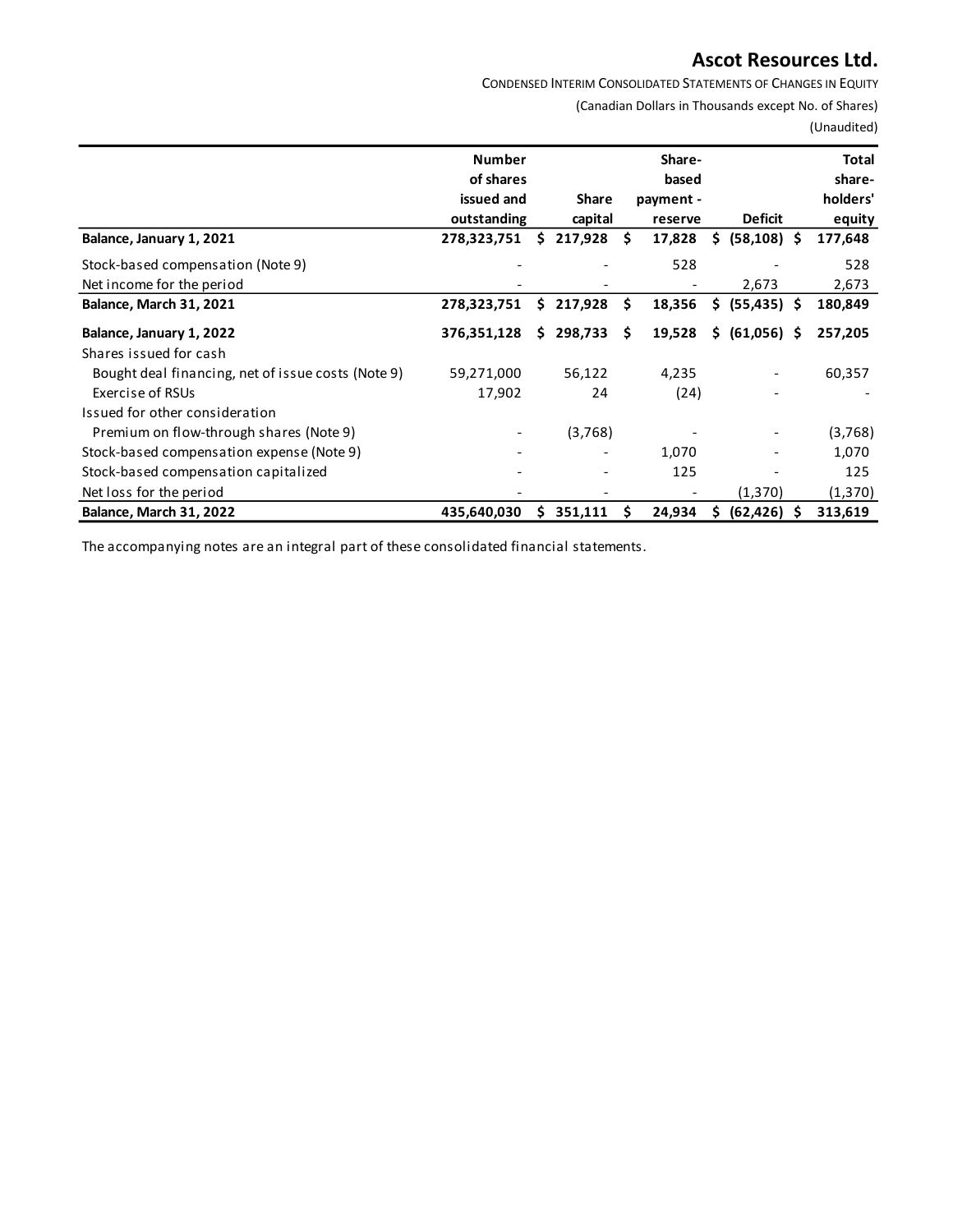# Ascot Resources Ltd.

CONDENSED INTERIM CONSOLIDATED STATEMENTS OF CHANGES IN EQUITY

(Canadian Dollars in Thousands except No. of Shares)

(Unaudited)

| | Number of shares issued and outstanding | Share capital | Share-based payment - reserve | Deficit | Total share-holders' equity |
|---|---|---|---|---|---|
| **Balance, January 1, 2021** | **278,323,751** | **$ 217,928** | **$ 17,828** | **$ (58,108)** | **$ 177,648** |
| Stock-based compensation (Note 9) | - | - | 528 | - | 528 |
| Net income for the period | - | - | - | 2,673 | 2,673 |
| **Balance, March 31, 2021** | **278,323,751** | **$ 217,928** | **$ 18,356** | **$ (55,435)** | **$ 180,849** |
| **Balance, January 1, 2022** | **376,351,128** | **$ 298,733** | **$ 19,528** | **$ (61,056)** | **$ 257,205** |
| Shares issued for cash | | | | | |
| Bought deal financing, net of issue costs (Note 9) | 59,271,000 | 56,122 | 4,235 | - | 60,357 |
| Exercise of RSUs | 17,902 | 24 | (24) | - | - |
| Issued for other consideration | | | | | |
| Premium on flow-through shares (Note 9) | - | (3,768) | - | - | (3,768) |
| Stock-based compensation expense (Note 9) | - | - | 1,070 | - | 1,070 |
| Stock-based compensation capitalized | - | - | 125 | - | 125 |
| Net loss for the period | - | - | - | (1,370) | (1,370) |
| **Balance, March 31, 2022** | **435,640,030** | **$ 351,111** | **$ 24,934** | **$ (62,426)** | **$ 313,619** |

The accompanying notes are an integral part of these consolidated financial statements.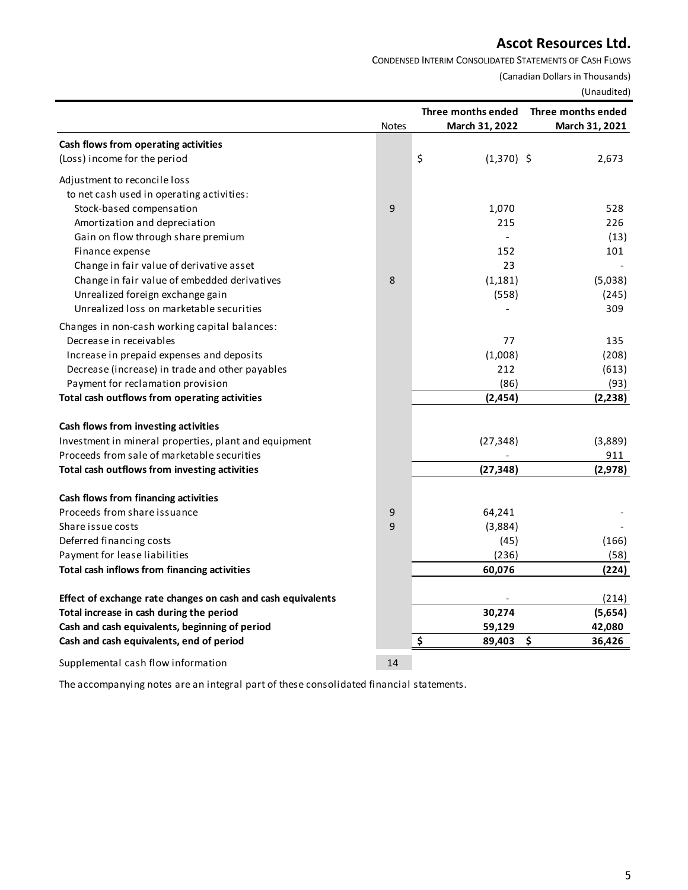# Ascot Resources Ltd.

CONDENSED INTERIM CONSOLIDATED STATEMENTS OF CASH FLOWS

(Canadian Dollars in Thousands)

(Unaudited)

| | Notes | Three months ended March 31, 2022 | Three months ended March 31, 2021 |
|---|---|---|---|
| **Cash flows from operating activities** | | | |
| (Loss) income for the period | | $ (1,370) | $ 2,673 |
| Adjustment to reconcile loss | | | |
| to net cash used in operating activities: | | | |
| Stock-based compensation | 9 | 1,070 | 528 |
| Amortization and depreciation | | 215 | 226 |
| Gain on flow through share premium | | - | (13) |
| Finance expense | | 152 | 101 |
| Change in fair value of derivative asset | | 23 | - |
| Change in fair value of embedded derivatives | 8 | (1,181) | (5,038) |
| Unrealized foreign exchange gain | | (558) | (245) |
| Unrealized loss on marketable securities | | - | 309 |
| Changes in non-cash working capital balances: | | | |
| Decrease in receivables | | 77 | 135 |
| Increase in prepaid expenses and deposits | | (1,008) | (208) |
| Decrease (increase) in trade and other payables | | 212 | (613) |
| Payment for reclamation provision | | (86) | (93) |
| **Total cash outflows from operating activities** | | **(2,454)** | **(2,238)** |
| **Cash flows from investing activities** | | | |
| Investment in mineral properties, plant and equipment | | (27,348) | (3,889) |
| Proceeds from sale of marketable securities | | - | 911 |
| **Total cash outflows from investing activities** | | **(27,348)** | **(2,978)** |
| **Cash flows from financing activities** | | | |
| Proceeds from share issuance | 9 | 64,241 | - |
| Share issue costs | 9 | (3,884) | - |
| Deferred financing costs | | (45) | (166) |
| Payment for lease liabilities | | (236) | (58) |
| **Total cash inflows from financing activities** | | **60,076** | **(224)** |
| **Effect of exchange rate changes on cash and cash equivalents** | | - | (214) |
| **Total increase in cash during the period** | | **30,274** | **(5,654)** |
| **Cash and cash equivalents, beginning of period** | | **59,129** | **42,080** |
| **Cash and cash equivalents, end of period** | | **$ 89,403** | **$ 36,426** |
| Supplemental cash flow information | 14 | | |

The accompanying notes are an integral part of these consolidated financial statements.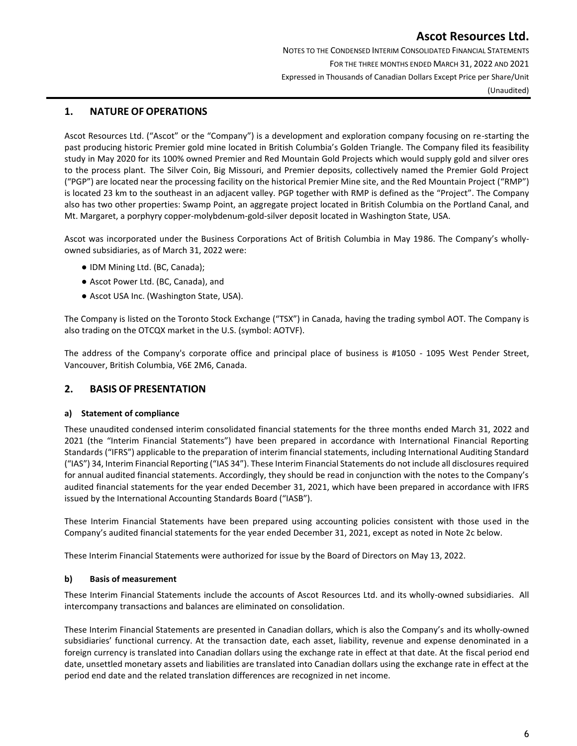## 1. NATURE OF OPERATIONS

Ascot Resources Ltd. ("Ascot" or the "Company") is a development and exploration company focusing on re-starting the past producing historic Premier gold mine located in British Columbia's Golden Triangle. The Company filed its feasibility study in May 2020 for its 100% owned Premier and Red Mountain Gold Projects which would supply gold and silver ores to the process plant. The Silver Coin, Big Missouri, and Premier deposits, collectively named the Premier Gold Project ("PGP") are located near the processing facility on the historical Premier Mine site, and the Red Mountain Project ("RMP") is located 23 km to the southeast in an adjacent valley. PGP together with RMP is defined as the "Project". The Company also has two other properties: Swamp Point, an aggregate project located in British Columbia on the Portland Canal, and Mt. Margaret, a porphyry copper-molybdenum-gold-silver deposit located in Washington State, USA.

Ascot was incorporated under the Business Corporations Act of British Columbia in May 1986. The Company's wholly-owned subsidiaries, as of March 31, 2022 were:

- IDM Mining Ltd. (BC, Canada);
- Ascot Power Ltd. (BC, Canada), and
- Ascot USA Inc. (Washington State, USA).

The Company is listed on the Toronto Stock Exchange ("TSX") in Canada, having the trading symbol AOT. The Company is also trading on the OTCQX market in the U.S. (symbol: AOTVF).

The address of the Company's corporate office and principal place of business is #1050 - 1095 West Pender Street, Vancouver, British Columbia, V6E 2M6, Canada.

## 2. BASIS OF PRESENTATION

### a) Statement of compliance

These unaudited condensed interim consolidated financial statements for the three months ended March 31, 2022 and 2021 (the "Interim Financial Statements") have been prepared in accordance with International Financial Reporting Standards ("IFRS") applicable to the preparation of interim financial statements, including International Auditing Standard ("IAS") 34, Interim Financial Reporting ("IAS 34"). These Interim Financial Statements do not include all disclosures required for annual audited financial statements. Accordingly, they should be read in conjunction with the notes to the Company's audited financial statements for the year ended December 31, 2021, which have been prepared in accordance with IFRS issued by the International Accounting Standards Board ("IASB").

These Interim Financial Statements have been prepared using accounting policies consistent with those used in the Company's audited financial statements for the year ended December 31, 2021, except as noted in Note 2c below.

These Interim Financial Statements were authorized for issue by the Board of Directors on May 13, 2022.

### b) Basis of measurement

These Interim Financial Statements include the accounts of Ascot Resources Ltd. and its wholly-owned subsidiaries. All intercompany transactions and balances are eliminated on consolidation.

These Interim Financial Statements are presented in Canadian dollars, which is also the Company's and its wholly-owned subsidiaries' functional currency. At the transaction date, each asset, liability, revenue and expense denominated in a foreign currency is translated into Canadian dollars using the exchange rate in effect at that date. At the fiscal period end date, unsettled monetary assets and liabilities are translated into Canadian dollars using the exchange rate in effect at the period end date and the related translation differences are recognized in net income.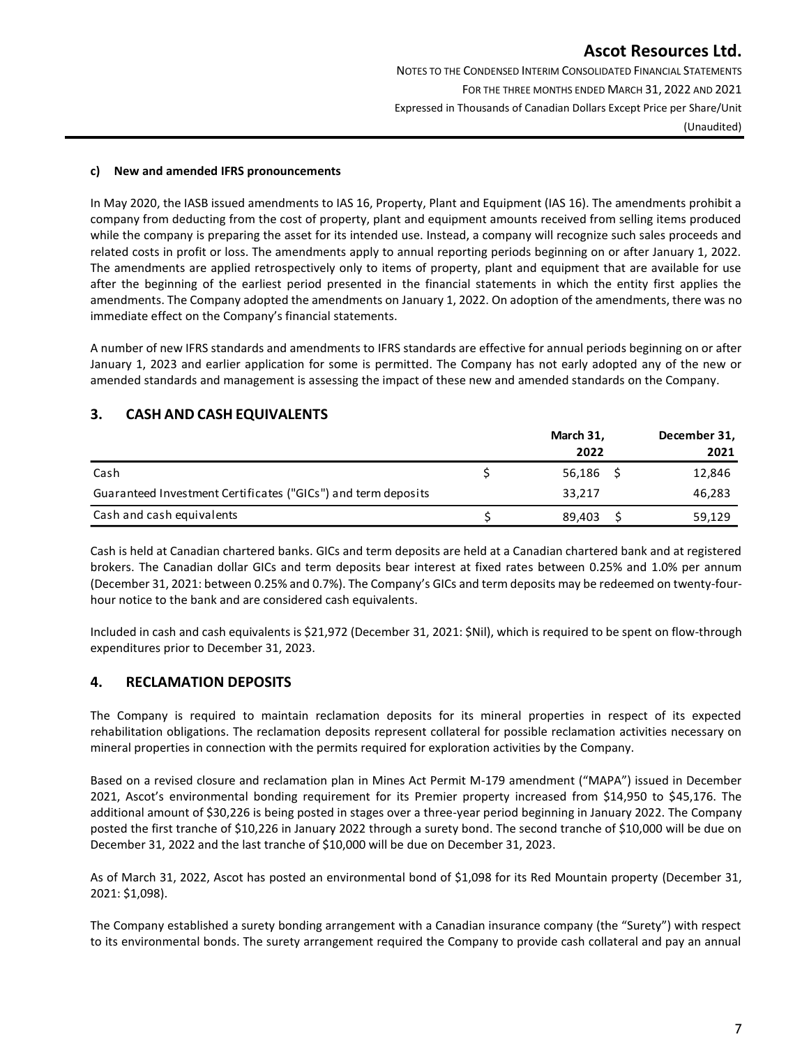#### c) New and amended IFRS pronouncements

In May 2020, the IASB issued amendments to IAS 16, Property, Plant and Equipment (IAS 16). The amendments prohibit a company from deducting from the cost of property, plant and equipment amounts received from selling items produced while the company is preparing the asset for its intended use. Instead, a company will recognize such sales proceeds and related costs in profit or loss. The amendments apply to annual reporting periods beginning on or after January 1, 2022. The amendments are applied retrospectively only to items of property, plant and equipment that are available for use after the beginning of the earliest period presented in the financial statements in which the entity first applies the amendments. The Company adopted the amendments on January 1, 2022. On adoption of the amendments, there was no immediate effect on the Company's financial statements.

A number of new IFRS standards and amendments to IFRS standards are effective for annual periods beginning on or after January 1, 2023 and earlier application for some is permitted. The Company has not early adopted any of the new or amended standards and management is assessing the impact of these new and amended standards on the Company.

## 3. CASH AND CASH EQUIVALENTS

| | | March 31, 2022 | | December 31, 2021 |
|---|---|---|---|---|
| Cash | $ | 56,186 | $ | 12,846 |
| Guaranteed Investment Certificates ("GICs") and term deposits | | 33,217 | | 46,283 |
| Cash and cash equivalents | $ | 89,403 | $ | 59,129 |

Cash is held at Canadian chartered banks. GICs and term deposits are held at a Canadian chartered bank and at registered brokers. The Canadian dollar GICs and term deposits bear interest at fixed rates between 0.25% and 1.0% per annum (December 31, 2021: between 0.25% and 0.7%). The Company's GICs and term deposits may be redeemed on twenty-four-hour notice to the bank and are considered cash equivalents.

Included in cash and cash equivalents is $21,972 (December 31, 2021: $Nil), which is required to be spent on flow-through expenditures prior to December 31, 2023.

## 4. RECLAMATION DEPOSITS

The Company is required to maintain reclamation deposits for its mineral properties in respect of its expected rehabilitation obligations. The reclamation deposits represent collateral for possible reclamation activities necessary on mineral properties in connection with the permits required for exploration activities by the Company.

Based on a revised closure and reclamation plan in Mines Act Permit M-179 amendment ("MAPA") issued in December 2021, Ascot's environmental bonding requirement for its Premier property increased from $14,950 to $45,176. The additional amount of $30,226 is being posted in stages over a three-year period beginning in January 2022. The Company posted the first tranche of $10,226 in January 2022 through a surety bond. The second tranche of $10,000 will be due on December 31, 2022 and the last tranche of $10,000 will be due on December 31, 2023.

As of March 31, 2022, Ascot has posted an environmental bond of $1,098 for its Red Mountain property (December 31, 2021: $1,098).

The Company established a surety bonding arrangement with a Canadian insurance company (the "Surety") with respect to its environmental bonds. The surety arrangement required the Company to provide cash collateral and pay an annual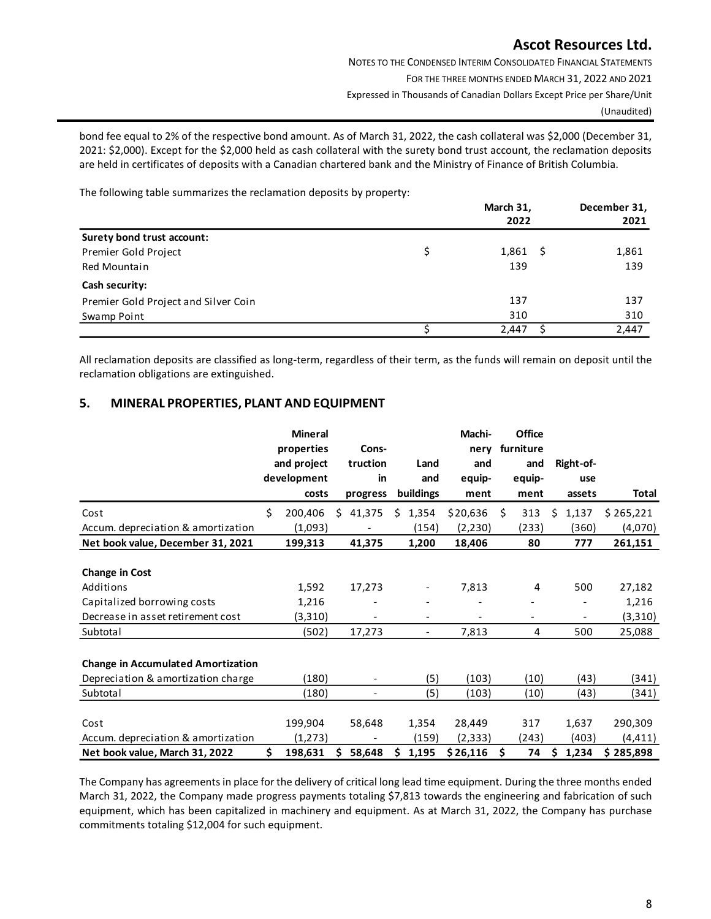bond fee equal to 2% of the respective bond amount. As of March 31, 2022, the cash collateral was $2,000 (December 31, 2021: $2,000). Except for the $2,000 held as cash collateral with the surety bond trust account, the reclamation deposits are held in certificates of deposits with a Canadian chartered bank and the Ministry of Finance of British Columbia.

The following table summarizes the reclamation deposits by property:

| | March 31, 2022 | December 31, 2021 |
|---|---|---|
| **Surety bond trust account:** | | |
| Premier Gold Project | $ 1,861 | $ 1,861 |
| Red Mountain | 139 | 139 |
| **Cash security:** | | |
| Premier Gold Project and Silver Coin | 137 | 137 |
| Swamp Point | 310 | 310 |
| | $ 2,447 | $ 2,447 |

All reclamation deposits are classified as long-term, regardless of their term, as the funds will remain on deposit until the reclamation obligations are extinguished.

## 5. MINERAL PROPERTIES, PLANT AND EQUIPMENT

| | Mineral properties and project development costs | Construction in progress | Land and buildings | Machinery and equipment | Office furniture and equipment | Right-of-use assets | Total |
|---|---|---|---|---|---|---|---|
| Cost | $ 200,406 | $ 41,375 | $ 1,354 | $ 20,636 | $ 313 | $ 1,137 | $ 265,221 |
| Accum. depreciation & amortization | (1,093) | - | (154) | (2,230) | (233) | (360) | (4,070) |
| **Net book value, December 31, 2021** | **199,313** | **41,375** | **1,200** | **18,406** | **80** | **777** | **261,151** |
| | | | | | | | |
| **Change in Cost** | | | | | | | |
| Additions | 1,592 | 17,273 | - | 7,813 | 4 | 500 | 27,182 |
| Capitalized borrowing costs | 1,216 | - | - | - | - | - | 1,216 |
| Decrease in asset retirement cost | (3,310) | - | - | - | - | - | (3,310) |
| Subtotal | (502) | 17,273 | - | 7,813 | 4 | 500 | 25,088 |
| | | | | | | | |
| **Change in Accumulated Amortization** | | | | | | | |
| Depreciation & amortization charge | (180) | - | (5) | (103) | (10) | (43) | (341) |
| Subtotal | (180) | - | (5) | (103) | (10) | (43) | (341) |
| | | | | | | | |
| Cost | 199,904 | 58,648 | 1,354 | 28,449 | 317 | 1,637 | 290,309 |
| Accum. depreciation & amortization | (1,273) | - | (159) | (2,333) | (243) | (403) | (4,411) |
| **Net book value, March 31, 2022** | **$ 198,631** | **$ 58,648** | **$ 1,195** | **$ 26,116** | **$ 74** | **$ 1,234** | **$ 285,898** |

The Company has agreements in place for the delivery of critical long lead time equipment. During the three months ended March 31, 2022, the Company made progress payments totaling $7,813 towards the engineering and fabrication of such equipment, which has been capitalized in machinery and equipment. As at March 31, 2022, the Company has purchase commitments totaling $12,004 for such equipment.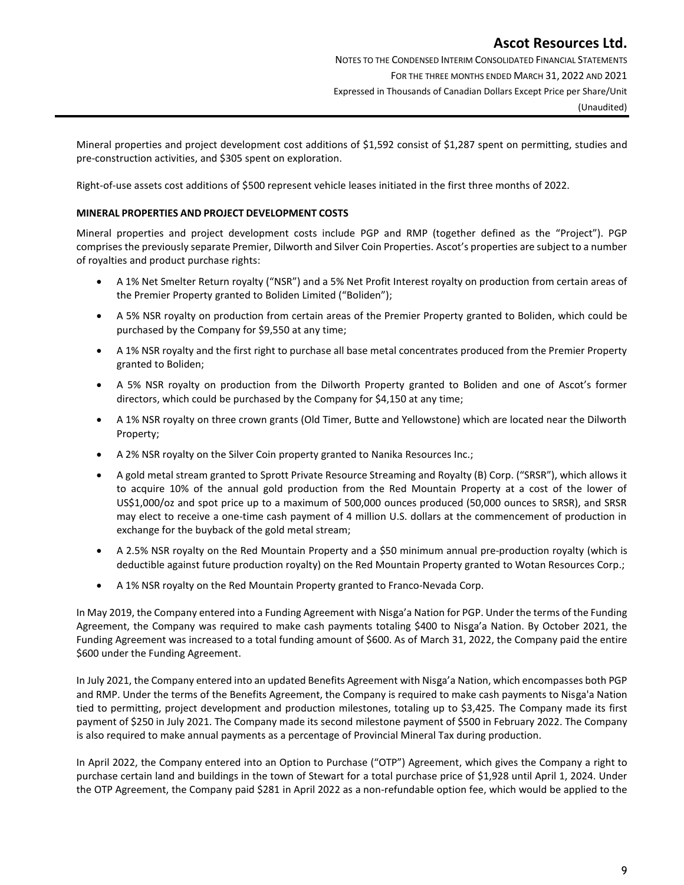Mineral properties and project development cost additions of $1,592 consist of $1,287 spent on permitting, studies and pre-construction activities, and $305 spent on exploration.

Right-of-use assets cost additions of $500 represent vehicle leases initiated in the first three months of 2022.

**MINERAL PROPERTIES AND PROJECT DEVELOPMENT COSTS**

Mineral properties and project development costs include PGP and RMP (together defined as the "Project"). PGP comprises the previously separate Premier, Dilworth and Silver Coin Properties. Ascot's properties are subject to a number of royalties and product purchase rights:

- A 1% Net Smelter Return royalty ("NSR") and a 5% Net Profit Interest royalty on production from certain areas of the Premier Property granted to Boliden Limited ("Boliden");
- A 5% NSR royalty on production from certain areas of the Premier Property granted to Boliden, which could be purchased by the Company for $9,550 at any time;
- A 1% NSR royalty and the first right to purchase all base metal concentrates produced from the Premier Property granted to Boliden;
- A 5% NSR royalty on production from the Dilworth Property granted to Boliden and one of Ascot's former directors, which could be purchased by the Company for $4,150 at any time;
- A 1% NSR royalty on three crown grants (Old Timer, Butte and Yellowstone) which are located near the Dilworth Property;
- A 2% NSR royalty on the Silver Coin property granted to Nanika Resources Inc.;
- A gold metal stream granted to Sprott Private Resource Streaming and Royalty (B) Corp. ("SRSR"), which allows it to acquire 10% of the annual gold production from the Red Mountain Property at a cost of the lower of US$1,000/oz and spot price up to a maximum of 500,000 ounces produced (50,000 ounces to SRSR), and SRSR may elect to receive a one-time cash payment of 4 million U.S. dollars at the commencement of production in exchange for the buyback of the gold metal stream;
- A 2.5% NSR royalty on the Red Mountain Property and a $50 minimum annual pre-production royalty (which is deductible against future production royalty) on the Red Mountain Property granted to Wotan Resources Corp.;
- A 1% NSR royalty on the Red Mountain Property granted to Franco-Nevada Corp.

In May 2019, the Company entered into a Funding Agreement with Nisga'a Nation for PGP. Under the terms of the Funding Agreement, the Company was required to make cash payments totaling $400 to Nisga'a Nation. By October 2021, the Funding Agreement was increased to a total funding amount of $600. As of March 31, 2022, the Company paid the entire $600 under the Funding Agreement.

In July 2021, the Company entered into an updated Benefits Agreement with Nisga'a Nation, which encompasses both PGP and RMP. Under the terms of the Benefits Agreement, the Company is required to make cash payments to Nisga'a Nation tied to permitting, project development and production milestones, totaling up to $3,425. The Company made its first payment of $250 in July 2021. The Company made its second milestone payment of $500 in February 2022. The Company is also required to make annual payments as a percentage of Provincial Mineral Tax during production.

In April 2022, the Company entered into an Option to Purchase ("OTP") Agreement, which gives the Company a right to purchase certain land and buildings in the town of Stewart for a total purchase price of $1,928 until April 1, 2024. Under the OTP Agreement, the Company paid $281 in April 2022 as a non-refundable option fee, which would be applied to the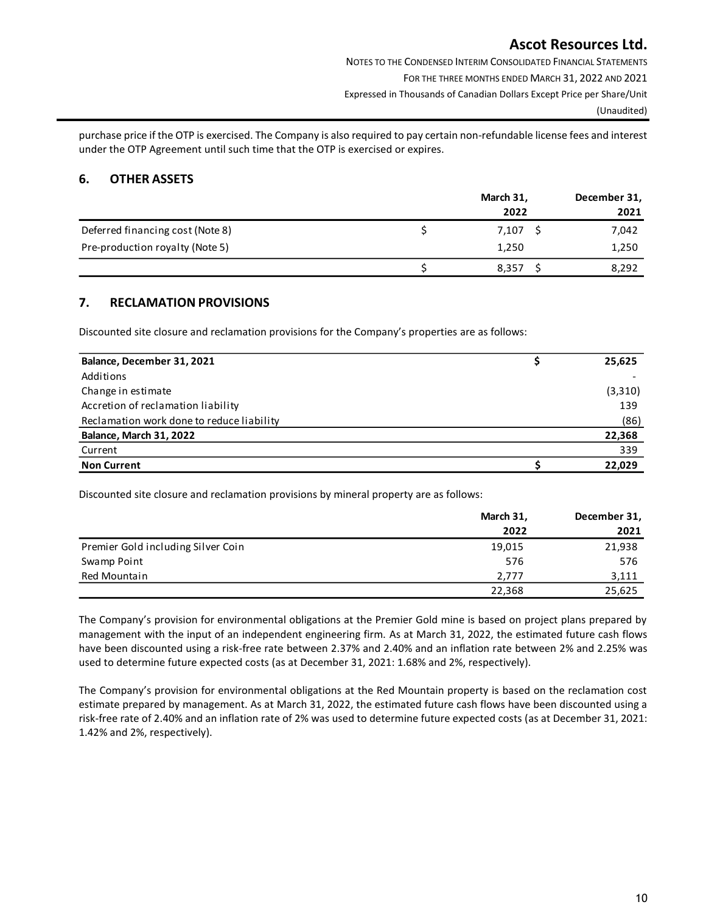purchase price if the OTP is exercised. The Company is also required to pay certain non-refundable license fees and interest under the OTP Agreement until such time that the OTP is exercised or expires.

## 6. OTHER ASSETS

| | March 31, 2022 | December 31, 2021 |
|---|---|---|
| Deferred financing cost (Note 8) | $ 7,107 | $ 7,042 |
| Pre-production royalty (Note 5) | 1,250 | 1,250 |
| | $ 8,357 | $ 8,292 |

## 7. RECLAMATION PROVISIONS

Discounted site closure and reclamation provisions for the Company's properties are as follows:

| | |
|---|---|
| **Balance, December 31, 2021** | **$ 25,625** |
| Additions | - |
| Change in estimate | (3,310) |
| Accretion of reclamation liability | 139 |
| Reclamation work done to reduce liability | (86) |
| **Balance, March 31, 2022** | **22,368** |
| Current | 339 |
| **Non Current** | **$ 22,029** |

Discounted site closure and reclamation provisions by mineral property are as follows:

| | March 31, 2022 | December 31, 2021 |
|---|---|---|
| Premier Gold including Silver Coin | 19,015 | 21,938 |
| Swamp Point | 576 | 576 |
| Red Mountain | 2,777 | 3,111 |
| | 22,368 | 25,625 |

The Company's provision for environmental obligations at the Premier Gold mine is based on project plans prepared by management with the input of an independent engineering firm. As at March 31, 2022, the estimated future cash flows have been discounted using a risk-free rate between 2.37% and 2.40% and an inflation rate between 2% and 2.25% was used to determine future expected costs (as at December 31, 2021: 1.68% and 2%, respectively).

The Company's provision for environmental obligations at the Red Mountain property is based on the reclamation cost estimate prepared by management. As at March 31, 2022, the estimated future cash flows have been discounted using a risk-free rate of 2.40% and an inflation rate of 2% was used to determine future expected costs (as at December 31, 2021: 1.42% and 2%, respectively).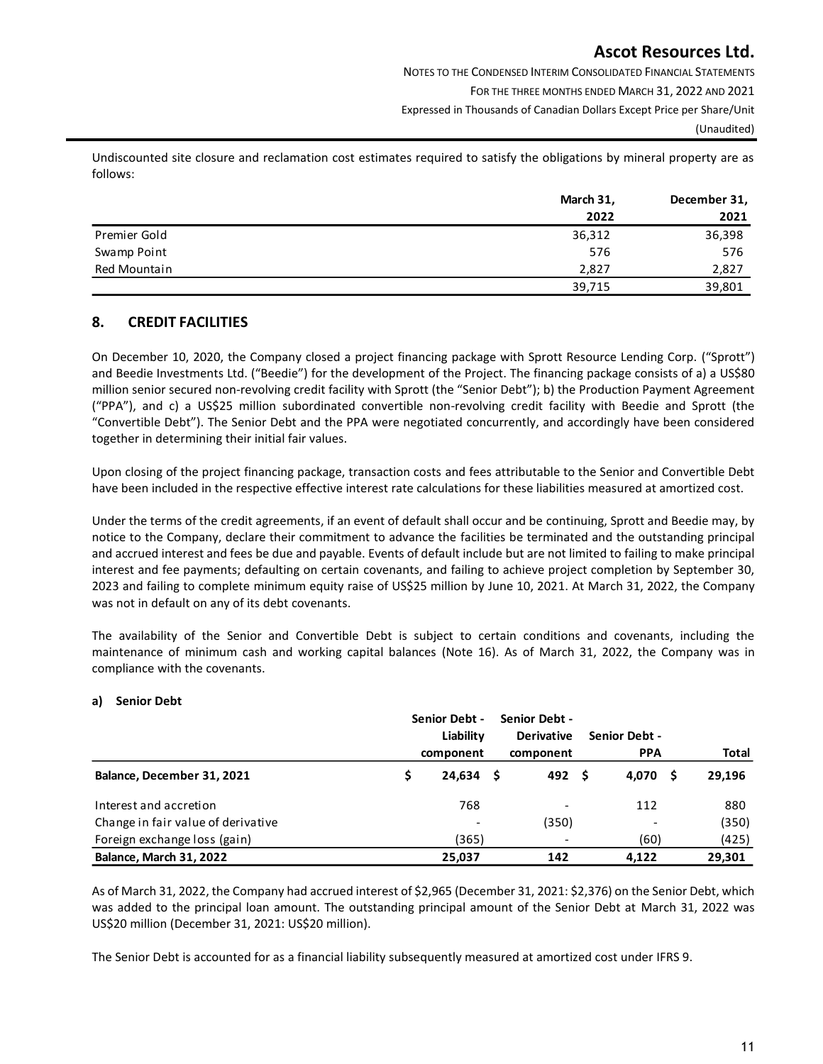Undiscounted site closure and reclamation cost estimates required to satisfy the obligations by mineral property are as follows:

| | March 31, 2022 | December 31, 2021 |
|---|---|---|
| Premier Gold | 36,312 | 36,398 |
| Swamp Point | 576 | 576 |
| Red Mountain | 2,827 | 2,827 |
| | 39,715 | 39,801 |

## 8. CREDIT FACILITIES

On December 10, 2020, the Company closed a project financing package with Sprott Resource Lending Corp. ("Sprott") and Beedie Investments Ltd. ("Beedie") for the development of the Project. The financing package consists of a) a US$80 million senior secured non-revolving credit facility with Sprott (the "Senior Debt"); b) the Production Payment Agreement ("PPA"), and c) a US$25 million subordinated convertible non-revolving credit facility with Beedie and Sprott (the "Convertible Debt"). The Senior Debt and the PPA were negotiated concurrently, and accordingly have been considered together in determining their initial fair values.

Upon closing of the project financing package, transaction costs and fees attributable to the Senior and Convertible Debt have been included in the respective effective interest rate calculations for these liabilities measured at amortized cost.

Under the terms of the credit agreements, if an event of default shall occur and be continuing, Sprott and Beedie may, by notice to the Company, declare their commitment to advance the facilities be terminated and the outstanding principal and accrued interest and fees be due and payable. Events of default include but are not limited to failing to make principal interest and fee payments; defaulting on certain covenants, and failing to achieve project completion by September 30, 2023 and failing to complete minimum equity raise of US$25 million by June 10, 2021. At March 31, 2022, the Company was not in default on any of its debt covenants.

The availability of the Senior and Convertible Debt is subject to certain conditions and covenants, including the maintenance of minimum cash and working capital balances (Note 16). As of March 31, 2022, the Company was in compliance with the covenants.

### a) Senior Debt

| | Senior Debt - Liability component | Senior Debt - Derivative component | Senior Debt - PPA | Total |
|---|---|---|---|---|
| **Balance, December 31, 2021** | **$ 24,634** | **$ 492** | **$ 4,070** | **$ 29,196** |
| Interest and accretion | 768 | - | 112 | 880 |
| Change in fair value of derivative | - | (350) | - | (350) |
| Foreign exchange loss (gain) | (365) | - | (60) | (425) |
| **Balance, March 31, 2022** | **25,037** | **142** | **4,122** | **29,301** |

As of March 31, 2022, the Company had accrued interest of $2,965 (December 31, 2021: $2,376) on the Senior Debt, which was added to the principal loan amount. The outstanding principal amount of the Senior Debt at March 31, 2022 was US$20 million (December 31, 2021: US$20 million).

The Senior Debt is accounted for as a financial liability subsequently measured at amortized cost under IFRS 9.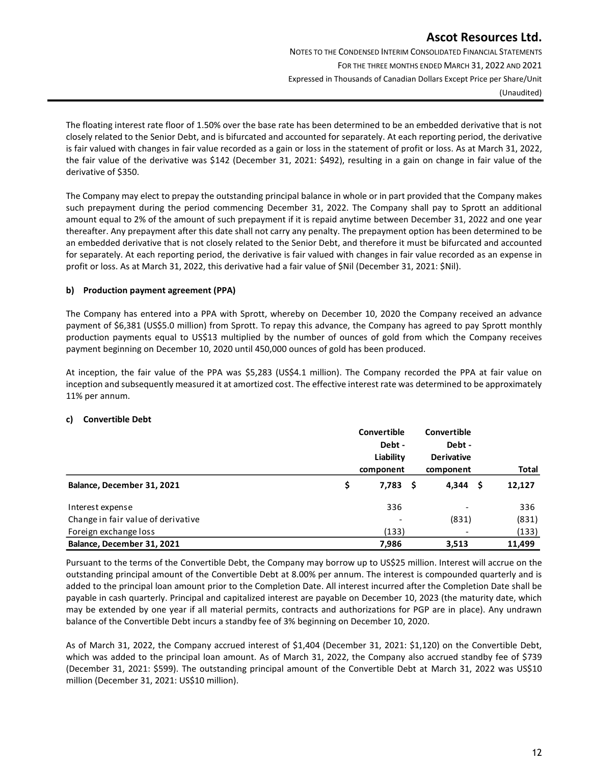The floating interest rate floor of 1.50% over the base rate has been determined to be an embedded derivative that is not closely related to the Senior Debt, and is bifurcated and accounted for separately. At each reporting period, the derivative is fair valued with changes in fair value recorded as a gain or loss in the statement of profit or loss. As at March 31, 2022, the fair value of the derivative was $142 (December 31, 2021: $492), resulting in a gain on change in fair value of the derivative of $350.

The Company may elect to prepay the outstanding principal balance in whole or in part provided that the Company makes such prepayment during the period commencing December 31, 2022. The Company shall pay to Sprott an additional amount equal to 2% of the amount of such prepayment if it is repaid anytime between December 31, 2022 and one year thereafter. Any prepayment after this date shall not carry any penalty. The prepayment option has been determined to be an embedded derivative that is not closely related to the Senior Debt, and therefore it must be bifurcated and accounted for separately. At each reporting period, the derivative is fair valued with changes in fair value recorded as an expense in profit or loss. As at March 31, 2022, this derivative had a fair value of $Nil (December 31, 2021: $Nil).

**b) Production payment agreement (PPA)**

The Company has entered into a PPA with Sprott, whereby on December 10, 2020 the Company received an advance payment of $6,381 (US$5.0 million) from Sprott. To repay this advance, the Company has agreed to pay Sprott monthly production payments equal to US$13 multiplied by the number of ounces of gold from which the Company receives payment beginning on December 10, 2020 until 450,000 ounces of gold has been produced.

At inception, the fair value of the PPA was $5,283 (US$4.1 million). The Company recorded the PPA at fair value on inception and subsequently measured it at amortized cost. The effective interest rate was determined to be approximately 11% per annum.

**c) Convertible Debt**

| | Convertible Debt - Liability component | Convertible Debt - Derivative component | Total |
|---|---|---|---|
| **Balance, December 31, 2021** | **$ 7,783** | **$ 4,344** | **$ 12,127** |
| Interest expense | 336 | - | 336 |
| Change in fair value of derivative | - | (831) | (831) |
| Foreign exchange loss | (133) | - | (133) |
| **Balance, December 31, 2021** | **7,986** | **3,513** | **11,499** |

Pursuant to the terms of the Convertible Debt, the Company may borrow up to US$25 million. Interest will accrue on the outstanding principal amount of the Convertible Debt at 8.00% per annum. The interest is compounded quarterly and is added to the principal loan amount prior to the Completion Date. All interest incurred after the Completion Date shall be payable in cash quarterly. Principal and capitalized interest are payable on December 10, 2023 (the maturity date, which may be extended by one year if all material permits, contracts and authorizations for PGP are in place). Any undrawn balance of the Convertible Debt incurs a standby fee of 3% beginning on December 10, 2020.

As of March 31, 2022, the Company accrued interest of $1,404 (December 31, 2021: $1,120) on the Convertible Debt, which was added to the principal loan amount. As of March 31, 2022, the Company also accrued standby fee of $739 (December 31, 2021: $599). The outstanding principal amount of the Convertible Debt at March 31, 2022 was US$10 million (December 31, 2021: US$10 million).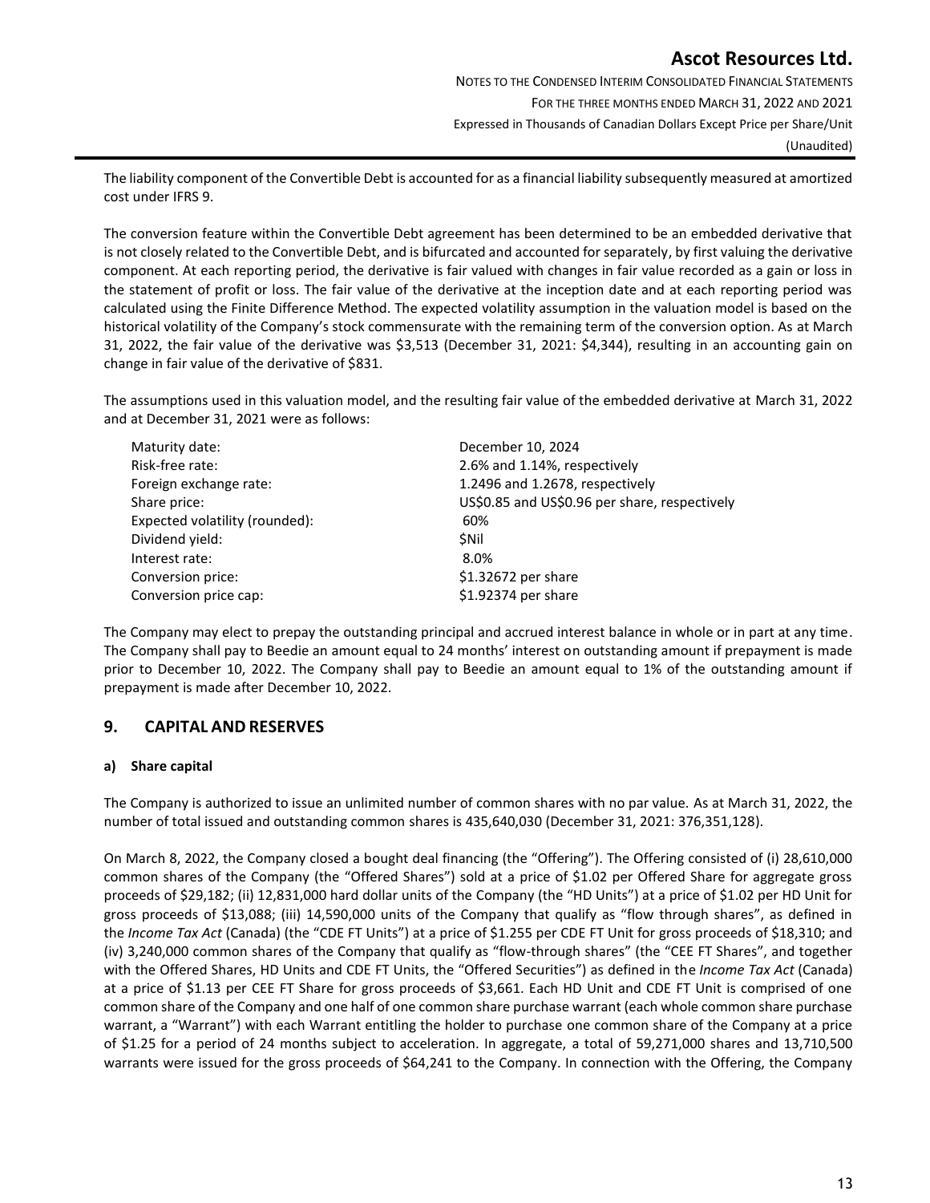The liability component of the Convertible Debt is accounted for as a financial liability subsequently measured at amortized cost under IFRS 9.

The conversion feature within the Convertible Debt agreement has been determined to be an embedded derivative that is not closely related to the Convertible Debt, and is bifurcated and accounted for separately, by first valuing the derivative component. At each reporting period, the derivative is fair valued with changes in fair value recorded as a gain or loss in the statement of profit or loss. The fair value of the derivative at the inception date and at each reporting period was calculated using the Finite Difference Method. The expected volatility assumption in the valuation model is based on the historical volatility of the Company's stock commensurate with the remaining term of the conversion option. As at March 31, 2022, the fair value of the derivative was $3,513 (December 31, 2021: $4,344), resulting in an accounting gain on change in fair value of the derivative of $831.

The assumptions used in this valuation model, and the resulting fair value of the embedded derivative at March 31, 2022 and at December 31, 2021 were as follows:

| | |
|---|---|
| Maturity date: | December 10, 2024 |
| Risk-free rate: | 2.6% and 1.14%, respectively |
| Foreign exchange rate: | 1.2496 and 1.2678, respectively |
| Share price: | US$0.85 and US$0.96 per share, respectively |
| Expected volatility (rounded): | 60% |
| Dividend yield: | $Nil |
| Interest rate: | 8.0% |
| Conversion price: | $1.32672 per share |
| Conversion price cap: | $1.92374 per share |

The Company may elect to prepay the outstanding principal and accrued interest balance in whole or in part at any time. The Company shall pay to Beedie an amount equal to 24 months' interest on outstanding amount if prepayment is made prior to December 10, 2022. The Company shall pay to Beedie an amount equal to 1% of the outstanding amount if prepayment is made after December 10, 2022.

## 9. CAPITAL AND RESERVES

### a) Share capital

The Company is authorized to issue an unlimited number of common shares with no par value. As at March 31, 2022, the number of total issued and outstanding common shares is 435,640,030 (December 31, 2021: 376,351,128).

On March 8, 2022, the Company closed a bought deal financing (the "Offering"). The Offering consisted of (i) 28,610,000 common shares of the Company (the "Offered Shares") sold at a price of $1.02 per Offered Share for aggregate gross proceeds of $29,182; (ii) 12,831,000 hard dollar units of the Company (the "HD Units") at a price of $1.02 per HD Unit for gross proceeds of $13,088; (iii) 14,590,000 units of the Company that qualify as "flow through shares", as defined in the *Income Tax Act* (Canada) (the "CDE FT Units") at a price of $1.255 per CDE FT Unit for gross proceeds of $18,310; and (iv) 3,240,000 common shares of the Company that qualify as "flow-through shares" (the "CEE FT Shares", and together with the Offered Shares, HD Units and CDE FT Units, the "Offered Securities") as defined in the *Income Tax Act* (Canada) at a price of $1.13 per CEE FT Share for gross proceeds of $3,661. Each HD Unit and CDE FT Unit is comprised of one common share of the Company and one half of one common share purchase warrant (each whole common share purchase warrant, a "Warrant") with each Warrant entitling the holder to purchase one common share of the Company at a price of $1.25 for a period of 24 months subject to acceleration. In aggregate, a total of 59,271,000 shares and 13,710,500 warrants were issued for the gross proceeds of $64,241 to the Company. In connection with the Offering, the Company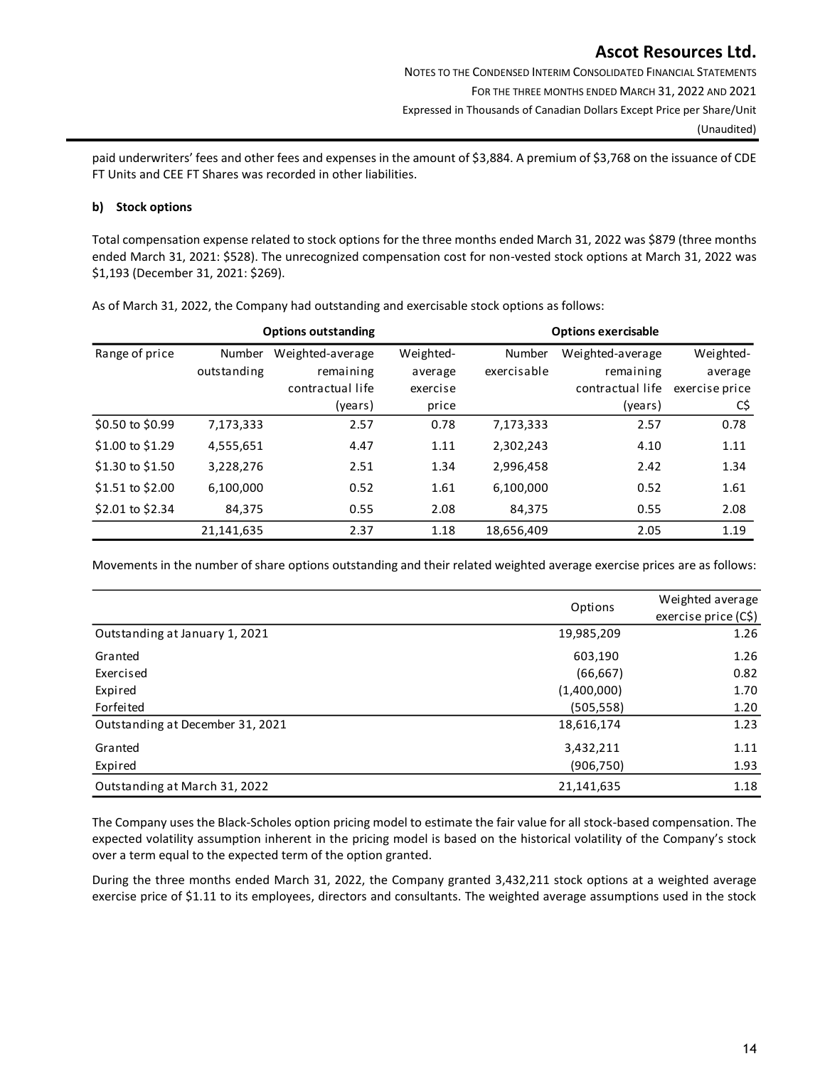paid underwriters' fees and other fees and expenses in the amount of $3,884. A premium of $3,768 on the issuance of CDE FT Units and CEE FT Shares was recorded in other liabilities.

**b) Stock options**

Total compensation expense related to stock options for the three months ended March 31, 2022 was $879 (three months ended March 31, 2021: $528). The unrecognized compensation cost for non-vested stock options at March 31, 2022 was $1,193 (December 31, 2021: $269).

As of March 31, 2022, the Company had outstanding and exercisable stock options as follows:

| | **Options outstanding** | | | **Options exercisable** | | |
|---|---|---|---|---|---|---|
| Range of price | Number outstanding | Weighted-average remaining contractual life (years) | Weighted-average exercise price | Number exercisable | Weighted-average remaining contractual life (years) | Weighted-average exercise price C$ |
| $0.50 to $0.99 | 7,173,333 | 2.57 | 0.78 | 7,173,333 | 2.57 | 0.78 |
| $1.00 to $1.29 | 4,555,651 | 4.47 | 1.11 | 2,302,243 | 4.10 | 1.11 |
| $1.30 to $1.50 | 3,228,276 | 2.51 | 1.34 | 2,996,458 | 2.42 | 1.34 |
| $1.51 to $2.00 | 6,100,000 | 0.52 | 1.61 | 6,100,000 | 0.52 | 1.61 |
| $2.01 to $2.34 | 84,375 | 0.55 | 2.08 | 84,375 | 0.55 | 2.08 |
| | 21,141,635 | 2.37 | 1.18 | 18,656,409 | 2.05 | 1.19 |

Movements in the number of share options outstanding and their related weighted average exercise prices are as follows:

| | Options | Weighted average exercise price (C$) |
|---|---|---|
| Outstanding at January 1, 2021 | 19,985,209 | 1.26 |
| Granted | 603,190 | 1.26 |
| Exercised | (66,667) | 0.82 |
| Expired | (1,400,000) | 1.70 |
| Forfeited | (505,558) | 1.20 |
| Outstanding at December 31, 2021 | 18,616,174 | 1.23 |
| Granted | 3,432,211 | 1.11 |
| Expired | (906,750) | 1.93 |
| Outstanding at March 31, 2022 | 21,141,635 | 1.18 |

The Company uses the Black-Scholes option pricing model to estimate the fair value for all stock-based compensation. The expected volatility assumption inherent in the pricing model is based on the historical volatility of the Company's stock over a term equal to the expected term of the option granted.

During the three months ended March 31, 2022, the Company granted 3,432,211 stock options at a weighted average exercise price of $1.11 to its employees, directors and consultants. The weighted average assumptions used in the stock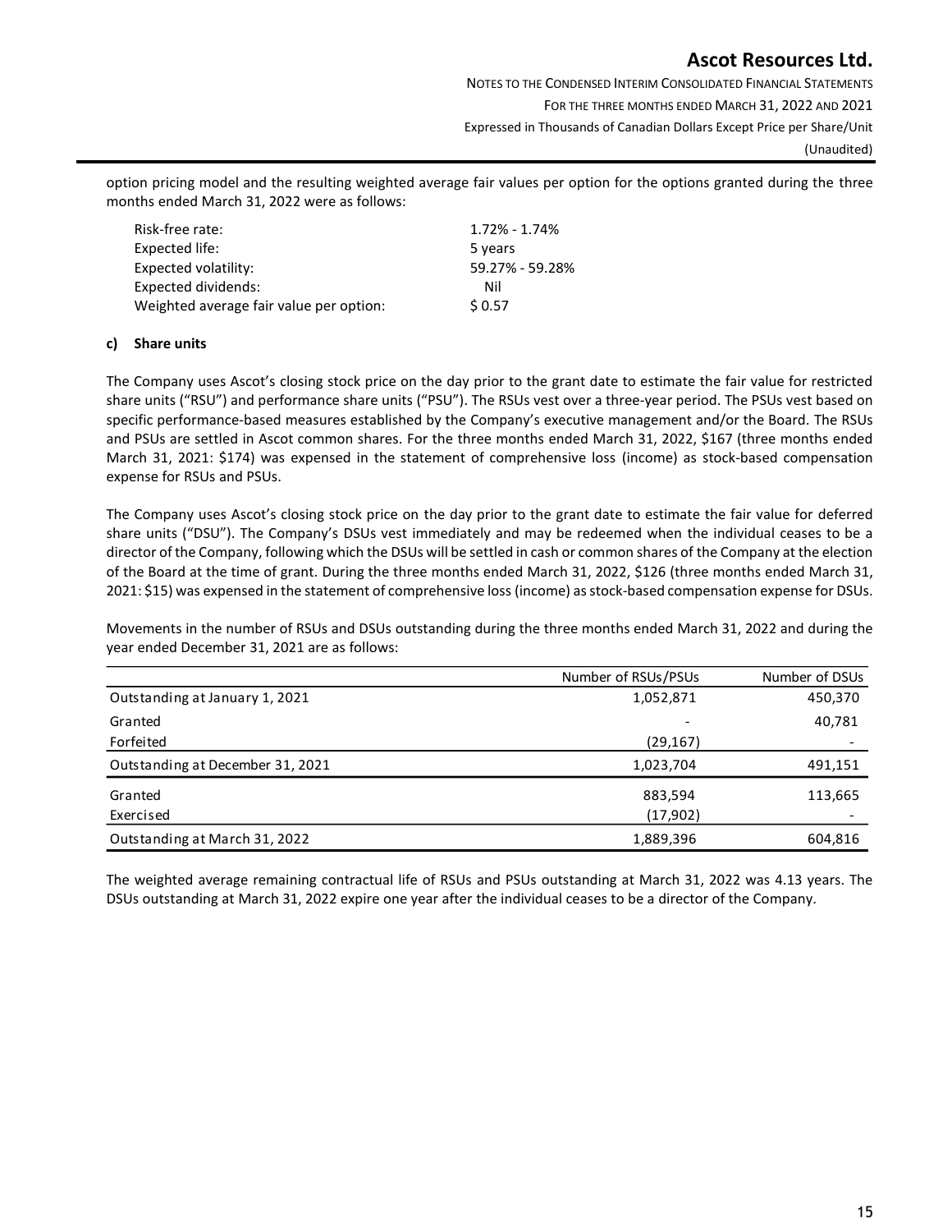option pricing model and the resulting weighted average fair values per option for the options granted during the three months ended March 31, 2022 were as follows:

| | |
|---|---|
| Risk-free rate: | 1.72% - 1.74% |
| Expected life: | 5 years |
| Expected volatility: | 59.27% - 59.28% |
| Expected dividends: | Nil |
| Weighted average fair value per option: | $ 0.57 |

#### c) Share units

The Company uses Ascot's closing stock price on the day prior to the grant date to estimate the fair value for restricted share units ("RSU") and performance share units ("PSU"). The RSUs vest over a three-year period. The PSUs vest based on specific performance-based measures established by the Company's executive management and/or the Board. The RSUs and PSUs are settled in Ascot common shares. For the three months ended March 31, 2022, $167 (three months ended March 31, 2021: $174) was expensed in the statement of comprehensive loss (income) as stock-based compensation expense for RSUs and PSUs.

The Company uses Ascot's closing stock price on the day prior to the grant date to estimate the fair value for deferred share units ("DSU"). The Company's DSUs vest immediately and may be redeemed when the individual ceases to be a director of the Company, following which the DSUs will be settled in cash or common shares of the Company at the election of the Board at the time of grant. During the three months ended March 31, 2022, $126 (three months ended March 31, 2021: $15) was expensed in the statement of comprehensive loss (income) as stock-based compensation expense for DSUs.

Movements in the number of RSUs and DSUs outstanding during the three months ended March 31, 2022 and during the year ended December 31, 2021 are as follows:

| | Number of RSUs/PSUs | Number of DSUs |
|---|---|---|
| Outstanding at January 1, 2021 | 1,052,871 | 450,370 |
| Granted | - | 40,781 |
| Forfeited | (29,167) | - |
| Outstanding at December 31, 2021 | 1,023,704 | 491,151 |
| Granted | 883,594 | 113,665 |
| Exercised | (17,902) | - |
| Outstanding at March 31, 2022 | 1,889,396 | 604,816 |

The weighted average remaining contractual life of RSUs and PSUs outstanding at March 31, 2022 was 4.13 years. The DSUs outstanding at March 31, 2022 expire one year after the individual ceases to be a director of the Company.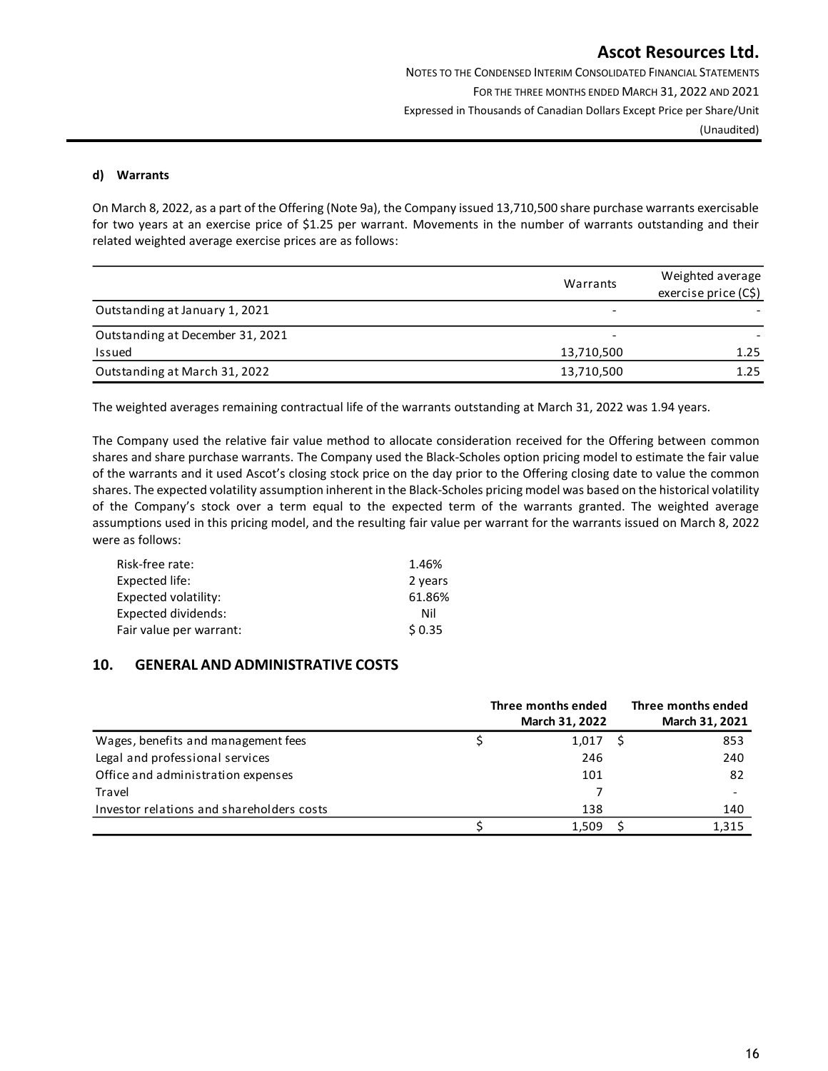#### d) Warrants

On March 8, 2022, as a part of the Offering (Note 9a), the Company issued 13,710,500 share purchase warrants exercisable for two years at an exercise price of $1.25 per warrant. Movements in the number of warrants outstanding and their related weighted average exercise prices are as follows:

| | Warrants | Weighted average exercise price (C$) |
|---|---|---|
| Outstanding at January 1, 2021 | - | - |
| Outstanding at December 31, 2021 | - | - |
| Issued | 13,710,500 | 1.25 |
| Outstanding at March 31, 2022 | 13,710,500 | 1.25 |

The weighted averages remaining contractual life of the warrants outstanding at March 31, 2022 was 1.94 years.

The Company used the relative fair value method to allocate consideration received for the Offering between common shares and share purchase warrants. The Company used the Black-Scholes option pricing model to estimate the fair value of the warrants and it used Ascot's closing stock price on the day prior to the Offering closing date to value the common shares. The expected volatility assumption inherent in the Black-Scholes pricing model was based on the historical volatility of the Company's stock over a term equal to the expected term of the warrants granted. The weighted average assumptions used in this pricing model, and the resulting fair value per warrant for the warrants issued on March 8, 2022 were as follows:

| | |
|---|---|
| Risk-free rate: | 1.46% |
| Expected life: | 2 years |
| Expected volatility: | 61.86% |
| Expected dividends: | Nil |
| Fair value per warrant: | $ 0.35 |

## 10. GENERAL AND ADMINISTRATIVE COSTS

| | Three months ended March 31, 2022 | Three months ended March 31, 2021 |
|---|---|---|
| Wages, benefits and management fees | $ 1,017 | $ 853 |
| Legal and professional services | 246 | 240 |
| Office and administration expenses | 101 | 82 |
| Travel | 7 | - |
| Investor relations and shareholders costs | 138 | 140 |
| | $ 1,509 | $ 1,315 |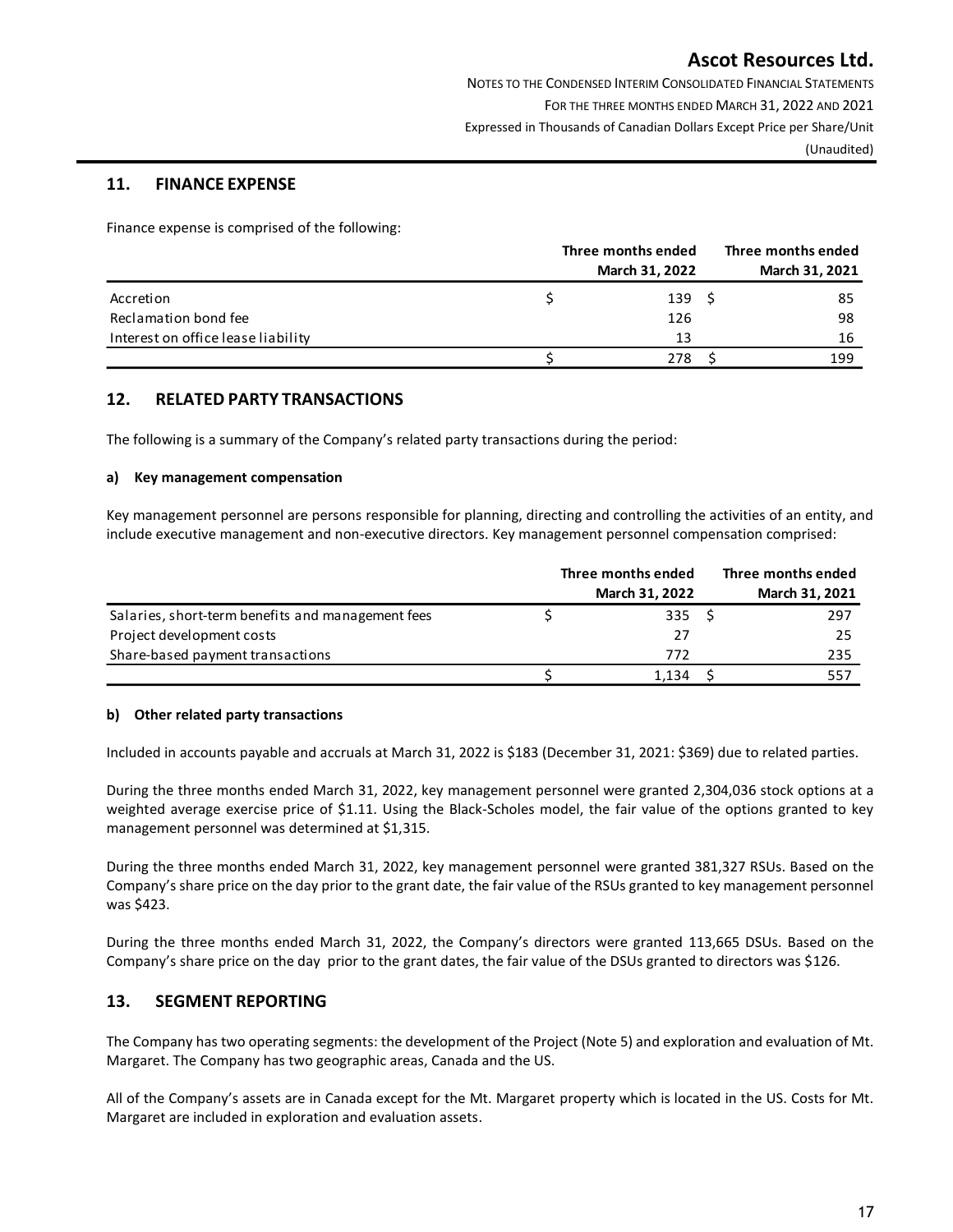## 11. FINANCE EXPENSE

Finance expense is comprised of the following:

| | Three months ended March 31, 2022 | Three months ended March 31, 2021 |
|---|---|---|
| Accretion | $ 139 | $ 85 |
| Reclamation bond fee | 126 | 98 |
| Interest on office lease liability | 13 | 16 |
| | $ 278 | $ 199 |

## 12. RELATED PARTY TRANSACTIONS

The following is a summary of the Company's related party transactions during the period:

### a) Key management compensation

Key management personnel are persons responsible for planning, directing and controlling the activities of an entity, and include executive management and non-executive directors. Key management personnel compensation comprised:

| | Three months ended March 31, 2022 | Three months ended March 31, 2021 |
|---|---|---|
| Salaries, short-term benefits and management fees | $ 335 | $ 297 |
| Project development costs | 27 | 25 |
| Share-based payment transactions | 772 | 235 |
| | $ 1,134 | $ 557 |

### b) Other related party transactions

Included in accounts payable and accruals at March 31, 2022 is $183 (December 31, 2021: $369) due to related parties.

During the three months ended March 31, 2022, key management personnel were granted 2,304,036 stock options at a weighted average exercise price of $1.11. Using the Black-Scholes model, the fair value of the options granted to key management personnel was determined at $1,315.

During the three months ended March 31, 2022, key management personnel were granted 381,327 RSUs. Based on the Company's share price on the day prior to the grant date, the fair value of the RSUs granted to key management personnel was $423.

During the three months ended March 31, 2022, the Company's directors were granted 113,665 DSUs. Based on the Company's share price on the day prior to the grant dates, the fair value of the DSUs granted to directors was $126.

## 13. SEGMENT REPORTING

The Company has two operating segments: the development of the Project (Note 5) and exploration and evaluation of Mt. Margaret. The Company has two geographic areas, Canada and the US.

All of the Company's assets are in Canada except for the Mt. Margaret property which is located in the US. Costs for Mt. Margaret are included in exploration and evaluation assets.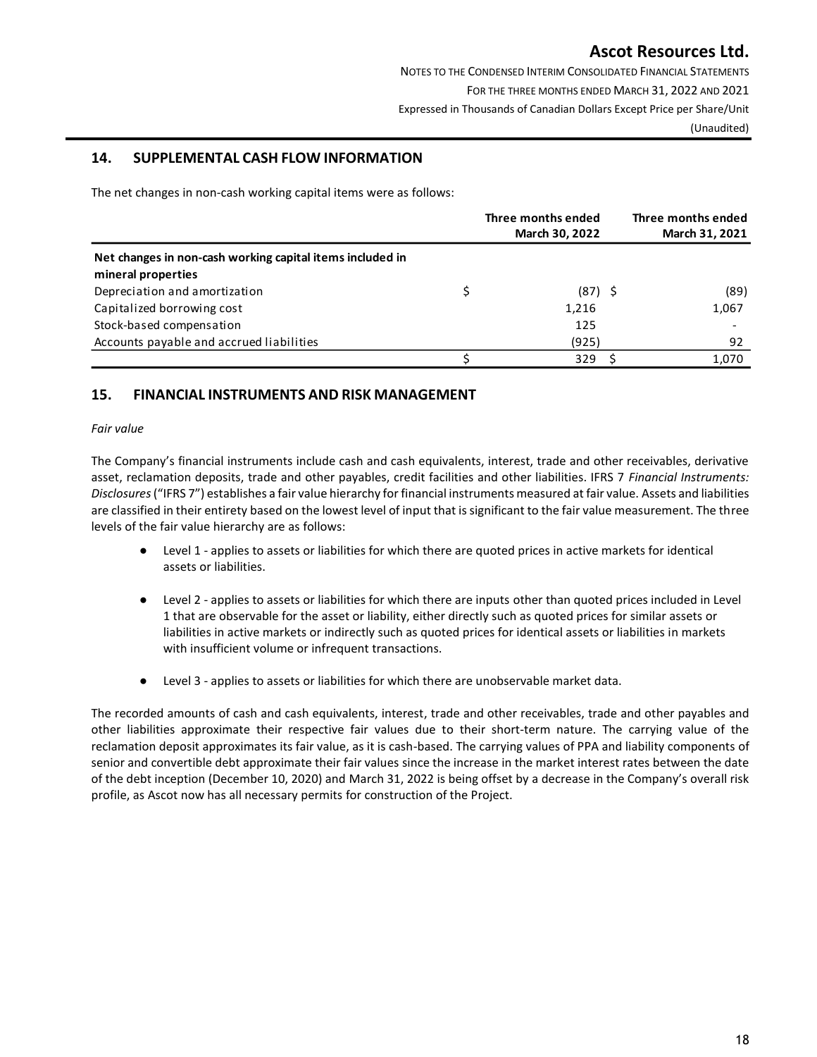## 14. SUPPLEMENTAL CASH FLOW INFORMATION

The net changes in non-cash working capital items were as follows:

| | Three months ended March 30, 2022 | Three months ended March 31, 2021 |
|---|---|---|
| **Net changes in non-cash working capital items included in mineral properties** | | |
| Depreciation and amortization | $ (87) | $ (89) |
| Capitalized borrowing cost | 1,216 | 1,067 |
| Stock-based compensation | 125 | - |
| Accounts payable and accrued liabilities | (925) | 92 |
| | $ 329 | $ 1,070 |

## 15. FINANCIAL INSTRUMENTS AND RISK MANAGEMENT

*Fair value*

The Company's financial instruments include cash and cash equivalents, interest, trade and other receivables, derivative asset, reclamation deposits, trade and other payables, credit facilities and other liabilities. IFRS 7 *Financial Instruments: Disclosures* ("IFRS 7") establishes a fair value hierarchy for financial instruments measured at fair value. Assets and liabilities are classified in their entirety based on the lowest level of input that is significant to the fair value measurement. The three levels of the fair value hierarchy are as follows:

- Level 1 - applies to assets or liabilities for which there are quoted prices in active markets for identical assets or liabilities.
- Level 2 - applies to assets or liabilities for which there are inputs other than quoted prices included in Level 1 that are observable for the asset or liability, either directly such as quoted prices for similar assets or liabilities in active markets or indirectly such as quoted prices for identical assets or liabilities in markets with insufficient volume or infrequent transactions.
- Level 3 - applies to assets or liabilities for which there are unobservable market data.

The recorded amounts of cash and cash equivalents, interest, trade and other receivables, trade and other payables and other liabilities approximate their respective fair values due to their short-term nature. The carrying value of the reclamation deposit approximates its fair value, as it is cash-based. The carrying values of PPA and liability components of senior and convertible debt approximate their fair values since the increase in the market interest rates between the date of the debt inception (December 10, 2020) and March 31, 2022 is being offset by a decrease in the Company's overall risk profile, as Ascot now has all necessary permits for construction of the Project.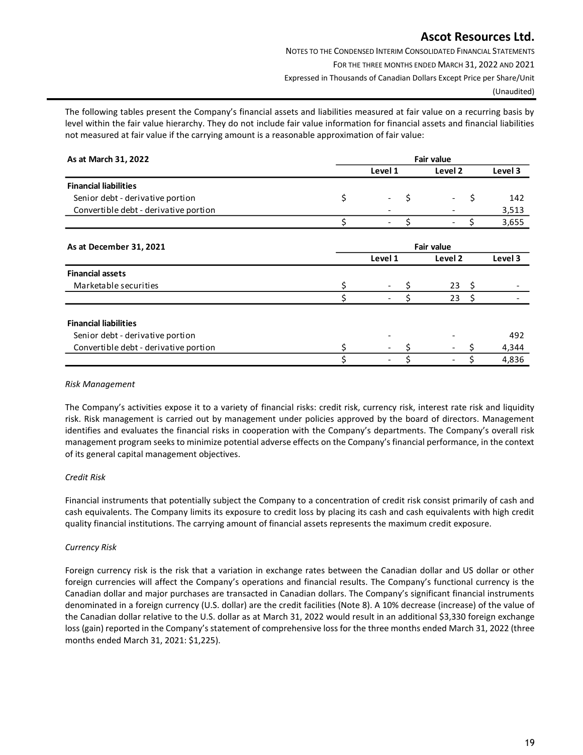The following tables present the Company's financial assets and liabilities measured at fair value on a recurring basis by level within the fair value hierarchy. They do not include fair value information for financial assets and financial liabilities not measured at fair value if the carrying amount is a reasonable approximation of fair value:

| **As at March 31, 2022** | **Fair value** | | |
|---|---|---|---|
| | **Level 1** | **Level 2** | **Level 3** |
| **Financial liabilities** | | | |
| Senior debt - derivative portion | $ - | $ - | $ 142 |
| Convertible debt - derivative portion | - | - | 3,513 |
| | $ - | $ - | $ 3,655 |

| **As at December 31, 2021** | **Fair value** | | |
|---|---|---|---|
| | **Level 1** | **Level 2** | **Level 3** |
| **Financial assets** | | | |
| Marketable securities | $ - | $ 23 | $ - |
| | $ - | $ 23 | $ - |
| | | | |
| **Financial liabilities** | | | |
| Senior debt - derivative portion | - | - | 492 |
| Convertible debt - derivative portion | $ - | $ - | $ 4,344 |
| | $ - | $ - | $ 4,836 |

*Risk Management*

The Company's activities expose it to a variety of financial risks: credit risk, currency risk, interest rate risk and liquidity risk. Risk management is carried out by management under policies approved by the board of directors. Management identifies and evaluates the financial risks in cooperation with the Company's departments. The Company's overall risk management program seeks to minimize potential adverse effects on the Company's financial performance, in the context of its general capital management objectives.

*Credit Risk*

Financial instruments that potentially subject the Company to a concentration of credit risk consist primarily of cash and cash equivalents. The Company limits its exposure to credit loss by placing its cash and cash equivalents with high credit quality financial institutions. The carrying amount of financial assets represents the maximum credit exposure.

*Currency Risk*

Foreign currency risk is the risk that a variation in exchange rates between the Canadian dollar and US dollar or other foreign currencies will affect the Company's operations and financial results. The Company's functional currency is the Canadian dollar and major purchases are transacted in Canadian dollars. The Company's significant financial instruments denominated in a foreign currency (U.S. dollar) are the credit facilities (Note 8). A 10% decrease (increase) of the value of the Canadian dollar relative to the U.S. dollar as at March 31, 2022 would result in an additional $3,330 foreign exchange loss (gain) reported in the Company's statement of comprehensive loss for the three months ended March 31, 2022 (three months ended March 31, 2021: $1,225).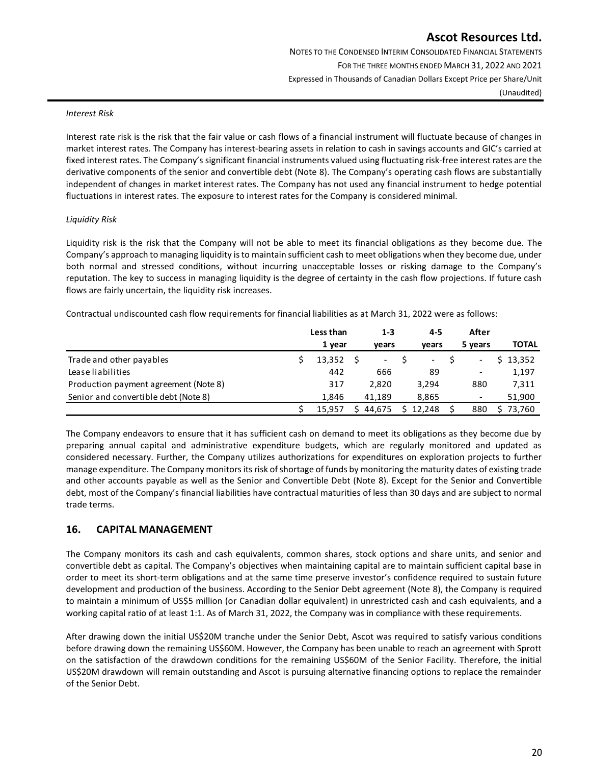*Interest Risk*

Interest rate risk is the risk that the fair value or cash flows of a financial instrument will fluctuate because of changes in market interest rates. The Company has interest-bearing assets in relation to cash in savings accounts and GIC's carried at fixed interest rates. The Company's significant financial instruments valued using fluctuating risk-free interest rates are the derivative components of the senior and convertible debt (Note 8). The Company's operating cash flows are substantially independent of changes in market interest rates. The Company has not used any financial instrument to hedge potential fluctuations in interest rates. The exposure to interest rates for the Company is considered minimal.

*Liquidity Risk*

Liquidity risk is the risk that the Company will not be able to meet its financial obligations as they become due. The Company's approach to managing liquidity is to maintain sufficient cash to meet obligations when they become due, under both normal and stressed conditions, without incurring unacceptable losses or risking damage to the Company's reputation. The key to success in managing liquidity is the degree of certainty in the cash flow projections. If future cash flows are fairly uncertain, the liquidity risk increases.

Contractual undiscounted cash flow requirements for financial liabilities as at March 31, 2022 were as follows:

| | Less than 1 year | 1-3 years | 4-5 years | After 5 years | TOTAL |
|---|---|---|---|---|---|
| Trade and other payables | $ 13,352 | $ - | $ - | $ - | $ 13,352 |
| Lease liabilities | 442 | 666 | 89 | - | 1,197 |
| Production payment agreement (Note 8) | 317 | 2,820 | 3,294 | 880 | 7,311 |
| Senior and convertible debt (Note 8) | 1,846 | 41,189 | 8,865 | - | 51,900 |
| | $ 15,957 | $ 44,675 | $ 12,248 | $ 880 | $ 73,760 |

The Company endeavors to ensure that it has sufficient cash on demand to meet its obligations as they become due by preparing annual capital and administrative expenditure budgets, which are regularly monitored and updated as considered necessary. Further, the Company utilizes authorizations for expenditures on exploration projects to further manage expenditure. The Company monitors its risk of shortage of funds by monitoring the maturity dates of existing trade and other accounts payable as well as the Senior and Convertible Debt (Note 8). Except for the Senior and Convertible debt, most of the Company's financial liabilities have contractual maturities of less than 30 days and are subject to normal trade terms.

## 16. CAPITAL MANAGEMENT

The Company monitors its cash and cash equivalents, common shares, stock options and share units, and senior and convertible debt as capital. The Company's objectives when maintaining capital are to maintain sufficient capital base in order to meet its short-term obligations and at the same time preserve investor's confidence required to sustain future development and production of the business. According to the Senior Debt agreement (Note 8), the Company is required to maintain a minimum of US$5 million (or Canadian dollar equivalent) in unrestricted cash and cash equivalents, and a working capital ratio of at least 1:1. As of March 31, 2022, the Company was in compliance with these requirements.

After drawing down the initial US$20M tranche under the Senior Debt, Ascot was required to satisfy various conditions before drawing down the remaining US$60M. However, the Company has been unable to reach an agreement with Sprott on the satisfaction of the drawdown conditions for the remaining US$60M of the Senior Facility. Therefore, the initial US$20M drawdown will remain outstanding and Ascot is pursuing alternative financing options to replace the remainder of the Senior Debt.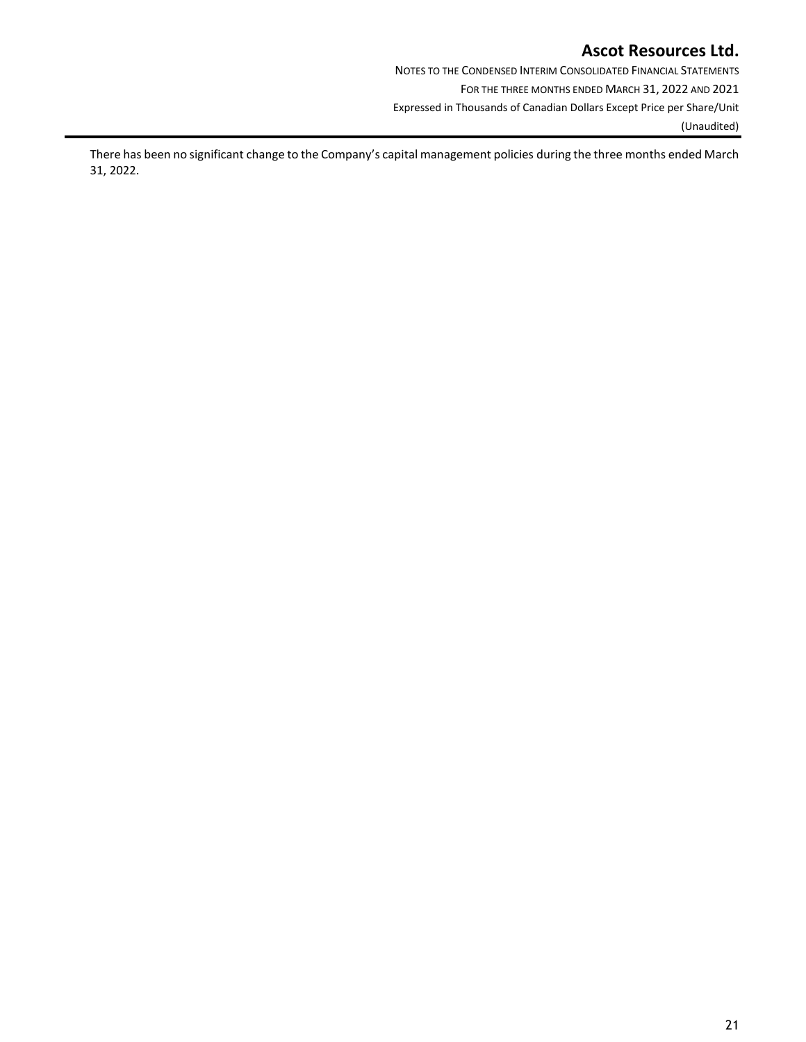There has been no significant change to the Company's capital management policies during the three months ended March 31, 2022.